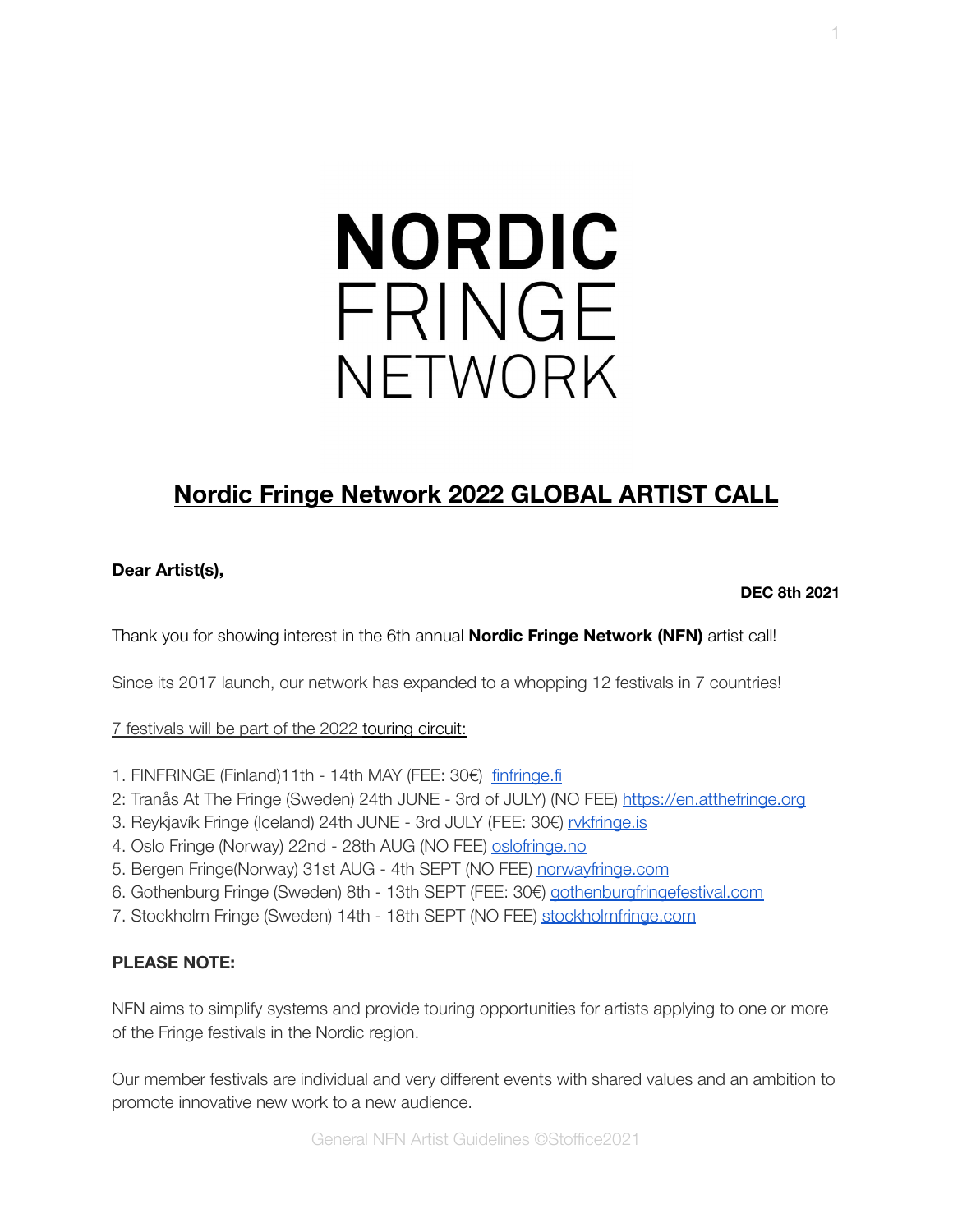# NORDIC FRINGE NETWORK

## Nordic Fringe Network 2022 GLOBAL ARTIST CALL

**Dear Artist(s),**

**DEC 8th 2021**

Thank you for showing interest in the 6th annual **Nordic Fringe Network (NFN)** artist call!

Since its 2017 launch, our network has expanded to a whopping 12 festivals in 7 countries!

7 festivals will be part of the 2022 touring circuit:

1. FINFRINGE (Finland)11th - 14th MAY (FEE: 30€) finfringe.fi
2: Tranås At The Fringe (Sweden) 24th JUNE - 3rd of JULY) (NO FEE) https://en.atthefringe.org
3. Reykjavík Fringe (Iceland) 24th JUNE - 3rd JULY (FEE: 30€) rvkfringe.is
4. Oslo Fringe (Norway) 22nd - 28th AUG (NO FEE) oslofringe.no
5. Bergen Fringe(Norway) 31st AUG - 4th SEPT (NO FEE) norwayfringe.com
6. Gothenburg Fringe (Sweden) 8th - 13th SEPT (FEE: 30€) gothenburgfringefestival.com
7. Stockholm Fringe (Sweden) 14th - 18th SEPT (NO FEE) stockholmfringe.com

**PLEASE NOTE:**

NFN aims to simplify systems and provide touring opportunities for artists applying to one or more of the Fringe festivals in the Nordic region.

Our member festivals are individual and very different events with shared values and an ambition to promote innovative new work to a new audience.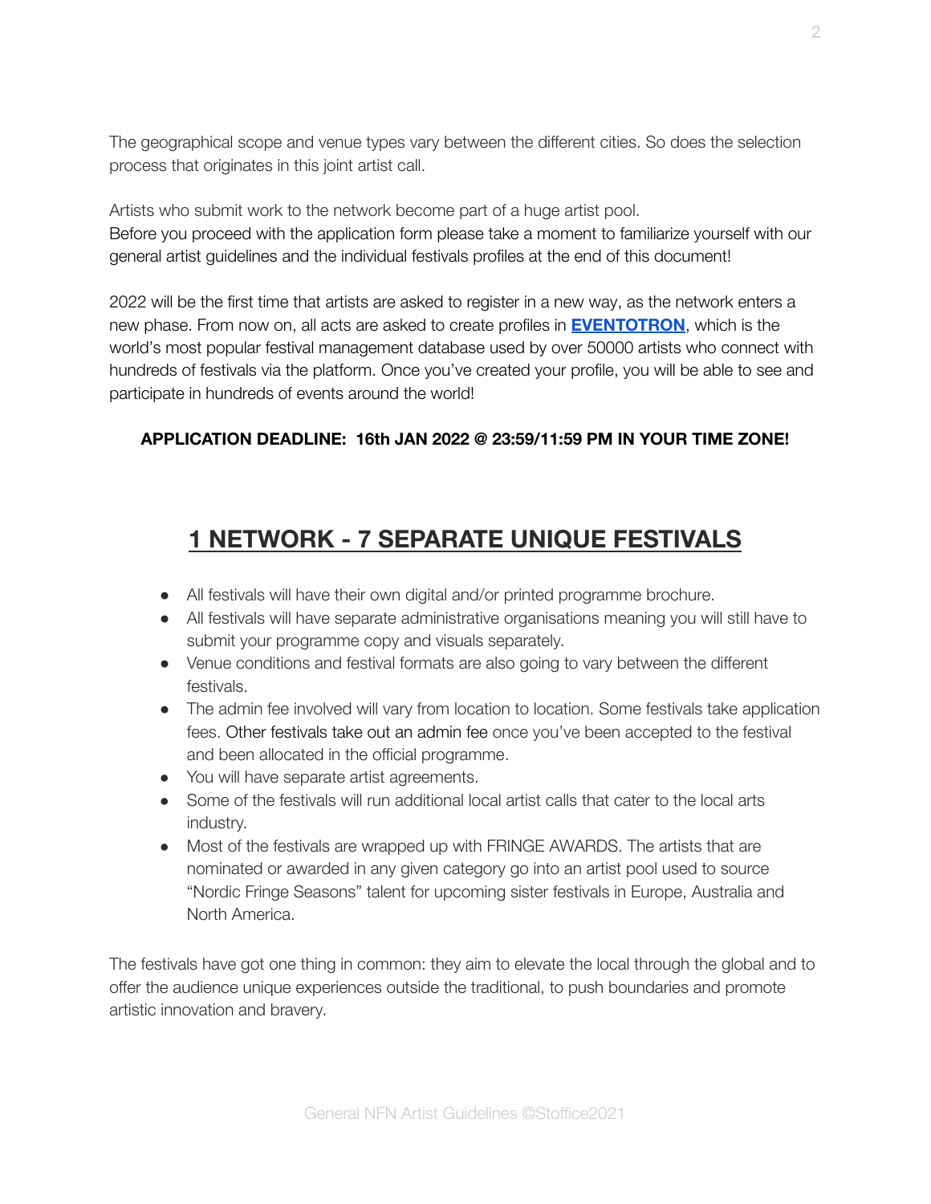The geographical scope and venue types vary between the different cities. So does the selection process that originates in this joint artist call.

Artists who submit work to the network become part of a huge artist pool.
Before you proceed with the application form please take a moment to familiarize yourself with our general artist guidelines and the individual festivals profiles at the end of this document!

2022 will be the first time that artists are asked to register in a new way, as the network enters a new phase. From now on, all acts are asked to create profiles in **EVENTOTRON**, which is the world's most popular festival management database used by over 50000 artists who connect with hundreds of festivals via the platform. Once you've created your profile, you will be able to see and participate in hundreds of events around the world!

**APPLICATION DEADLINE: 16th JAN 2022 @ 23:59/11:59 PM IN YOUR TIME ZONE!**

## 1 NETWORK - 7 SEPARATE UNIQUE FESTIVALS

- All festivals will have their own digital and/or printed programme brochure.
- All festivals will have separate administrative organisations meaning you will still have to submit your programme copy and visuals separately.
- Venue conditions and festival formats are also going to vary between the different festivals.
- The admin fee involved will vary from location to location. Some festivals take application fees. Other festivals take out an admin fee once you've been accepted to the festival and been allocated in the official programme.
- You will have separate artist agreements.
- Some of the festivals will run additional local artist calls that cater to the local arts industry.
- Most of the festivals are wrapped up with FRINGE AWARDS. The artists that are nominated or awarded in any given category go into an artist pool used to source "Nordic Fringe Seasons" talent for upcoming sister festivals in Europe, Australia and North America.

The festivals have got one thing in common: they aim to elevate the local through the global and to offer the audience unique experiences outside the traditional, to push boundaries and promote artistic innovation and bravery.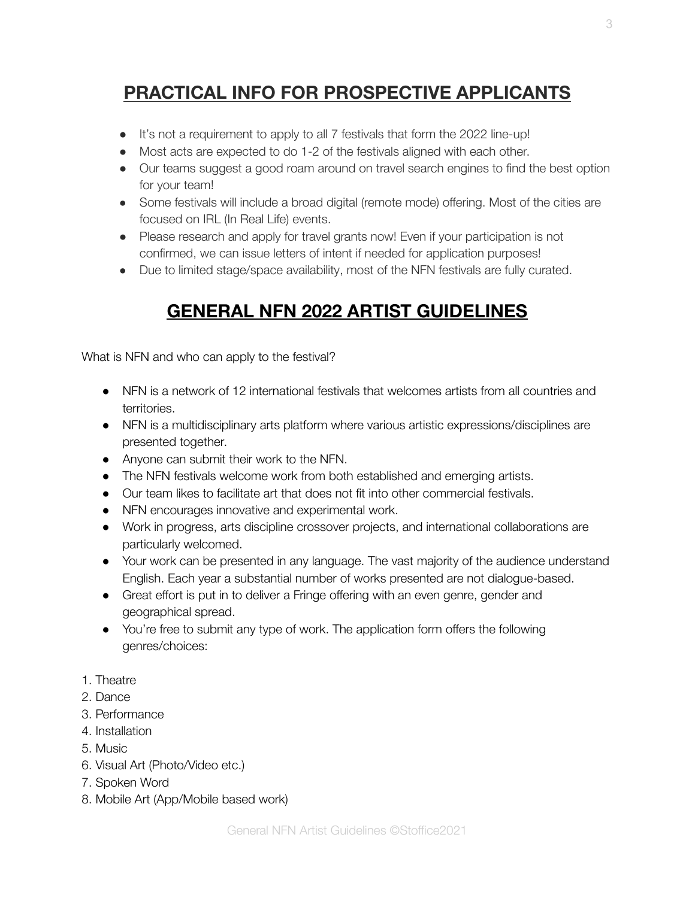## **PRACTICAL INFO FOR PROSPECTIVE APPLICANTS**

- It's not a requirement to apply to all 7 festivals that form the 2022 line-up!
- Most acts are expected to do 1-2 of the festivals aligned with each other.
- Our teams suggest a good roam around on travel search engines to find the best option for your team!
- Some festivals will include a broad digital (remote mode) offering. Most of the cities are focused on IRL (In Real Life) events.
- Please research and apply for travel grants now! Even if your participation is not confirmed, we can issue letters of intent if needed for application purposes!
- Due to limited stage/space availability, most of the NFN festivals are fully curated.

## **GENERAL NFN 2022 ARTIST GUIDELINES**

What is NFN and who can apply to the festival?

- NFN is a network of 12 international festivals that welcomes artists from all countries and territories.
- NFN is a multidisciplinary arts platform where various artistic expressions/disciplines are presented together.
- Anyone can submit their work to the NFN.
- The NFN festivals welcome work from both established and emerging artists.
- Our team likes to facilitate art that does not fit into other commercial festivals.
- NFN encourages innovative and experimental work.
- Work in progress, arts discipline crossover projects, and international collaborations are particularly welcomed.
- Your work can be presented in any language. The vast majority of the audience understand English. Each year a substantial number of works presented are not dialogue-based.
- Great effort is put in to deliver a Fringe offering with an even genre, gender and geographical spread.
- You're free to submit any type of work. The application form offers the following genres/choices:

1. Theatre
2. Dance
3. Performance
4. Installation
5. Music
6. Visual Art (Photo/Video etc.)
7. Spoken Word
8. Mobile Art (App/Mobile based work)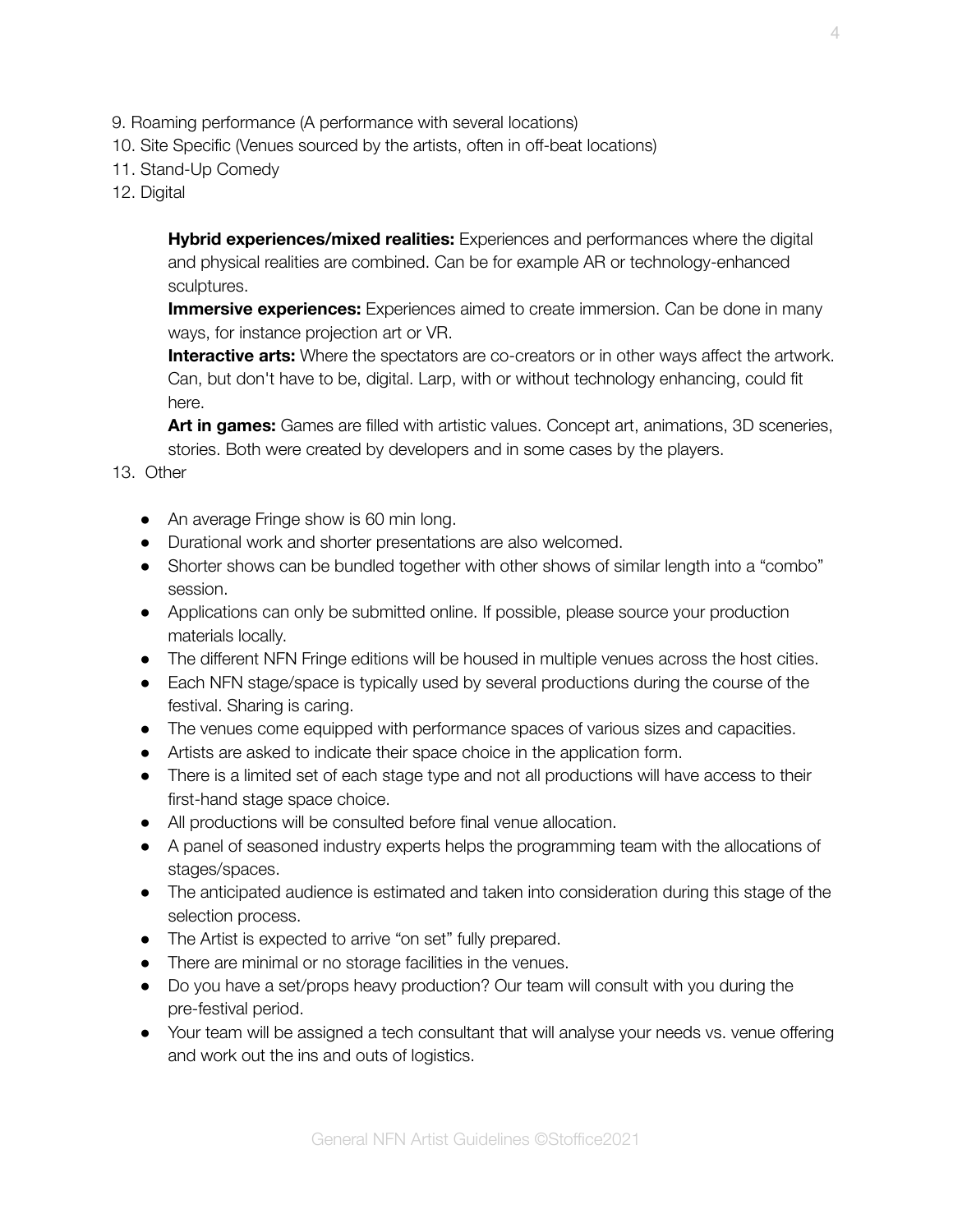9. Roaming performance (A performance with several locations)
10. Site Specific (Venues sourced by the artists, often in off-beat locations)
11. Stand-Up Comedy
12. Digital

    **Hybrid experiences/mixed realities:** Experiences and performances where the digital and physical realities are combined. Can be for example AR or technology-enhanced sculptures.

    **Immersive experiences:** Experiences aimed to create immersion. Can be done in many ways, for instance projection art or VR.

    **Interactive arts:** Where the spectators are co-creators or in other ways affect the artwork. Can, but don't have to be, digital. Larp, with or without technology enhancing, could fit here.

    **Art in games:** Games are filled with artistic values. Concept art, animations, 3D sceneries, stories. Both were created by developers and in some cases by the players.

13. Other

- An average Fringe show is 60 min long.
- Durational work and shorter presentations are also welcomed.
- Shorter shows can be bundled together with other shows of similar length into a "combo" session.
- Applications can only be submitted online. If possible, please source your production materials locally.
- The different NFN Fringe editions will be housed in multiple venues across the host cities.
- Each NFN stage/space is typically used by several productions during the course of the festival. Sharing is caring.
- The venues come equipped with performance spaces of various sizes and capacities.
- Artists are asked to indicate their space choice in the application form.
- There is a limited set of each stage type and not all productions will have access to their first-hand stage space choice.
- All productions will be consulted before final venue allocation.
- A panel of seasoned industry experts helps the programming team with the allocations of stages/spaces.
- The anticipated audience is estimated and taken into consideration during this stage of the selection process.
- The Artist is expected to arrive "on set" fully prepared.
- There are minimal or no storage facilities in the venues.
- Do you have a set/props heavy production? Our team will consult with you during the pre-festival period.
- Your team will be assigned a tech consultant that will analyse your needs vs. venue offering and work out the ins and outs of logistics.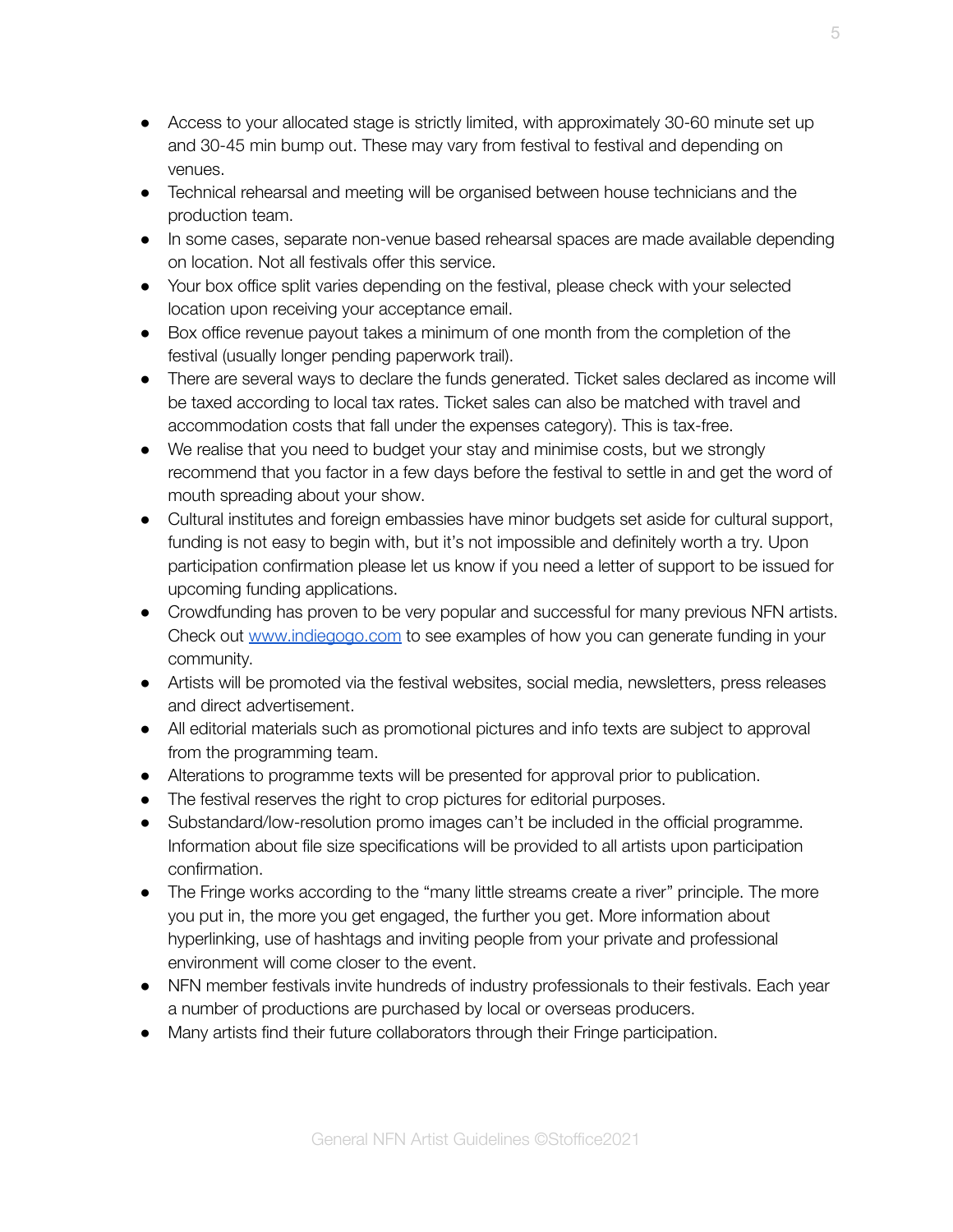- Access to your allocated stage is strictly limited, with approximately 30-60 minute set up and 30-45 min bump out. These may vary from festival to festival and depending on venues.
- Technical rehearsal and meeting will be organised between house technicians and the production team.
- In some cases, separate non-venue based rehearsal spaces are made available depending on location. Not all festivals offer this service.
- Your box office split varies depending on the festival, please check with your selected location upon receiving your acceptance email.
- Box office revenue payout takes a minimum of one month from the completion of the festival (usually longer pending paperwork trail).
- There are several ways to declare the funds generated. Ticket sales declared as income will be taxed according to local tax rates. Ticket sales can also be matched with travel and accommodation costs that fall under the expenses category). This is tax-free.
- We realise that you need to budget your stay and minimise costs, but we strongly recommend that you factor in a few days before the festival to settle in and get the word of mouth spreading about your show.
- Cultural institutes and foreign embassies have minor budgets set aside for cultural support, funding is not easy to begin with, but it's not impossible and definitely worth a try. Upon participation confirmation please let us know if you need a letter of support to be issued for upcoming funding applications.
- Crowdfunding has proven to be very popular and successful for many previous NFN artists. Check out [www.indiegogo.com](http://www.indiegogo.com) to see examples of how you can generate funding in your community.
- Artists will be promoted via the festival websites, social media, newsletters, press releases and direct advertisement.
- All editorial materials such as promotional pictures and info texts are subject to approval from the programming team.
- Alterations to programme texts will be presented for approval prior to publication.
- The festival reserves the right to crop pictures for editorial purposes.
- Substandard/low-resolution promo images can't be included in the official programme. Information about file size specifications will be provided to all artists upon participation confirmation.
- The Fringe works according to the "many little streams create a river" principle. The more you put in, the more you get engaged, the further you get. More information about hyperlinking, use of hashtags and inviting people from your private and professional environment will come closer to the event.
- NFN member festivals invite hundreds of industry professionals to their festivals. Each year a number of productions are purchased by local or overseas producers.
- Many artists find their future collaborators through their Fringe participation.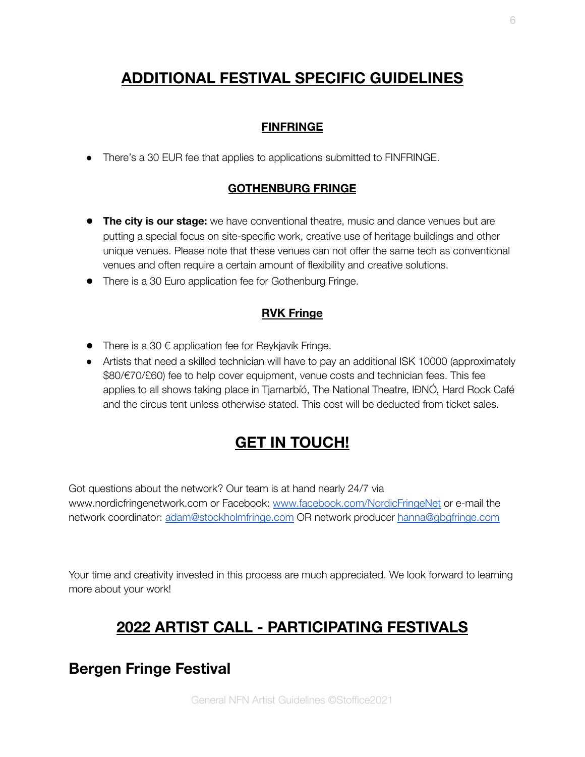# ADDITIONAL FESTIVAL SPECIFIC GUIDELINES

### FINFRINGE

- There's a 30 EUR fee that applies to applications submitted to FINFRINGE.

### GOTHENBURG FRINGE

- **The city is our stage:** we have conventional theatre, music and dance venues but are putting a special focus on site-specific work, creative use of heritage buildings and other unique venues. Please note that these venues can not offer the same tech as conventional venues and often require a certain amount of flexibility and creative solutions.
- There is a 30 Euro application fee for Gothenburg Fringe.

### RVK Fringe

- There is a 30 € application fee for Reykjavík Fringe.
- Artists that need a skilled technician will have to pay an additional ISK 10000 (approximately $80/€70/£60) fee to help cover equipment, venue costs and technician fees. This fee applies to all shows taking place in Tjarnarbíó, The National Theatre, IÐNÓ, Hard Rock Café and the circus tent unless otherwise stated. This cost will be deducted from ticket sales.

# GET IN TOUCH!

Got questions about the network? Our team is at hand nearly 24/7 via www.nordicfringenetwork.com or Facebook: [www.facebook.com/NordicFringeNet](www.facebook.com/NordicFringeNet) or e-mail the network coordinator: [adam@stockholmfringe.com](mailto:adam@stockholmfringe.com) OR network producer [hanna@gbgfringe.com](mailto:hanna@gbgfringe.com)

Your time and creativity invested in this process are much appreciated. We look forward to learning more about your work!

# 2022 ARTIST CALL - PARTICIPATING FESTIVALS

## Bergen Fringe Festival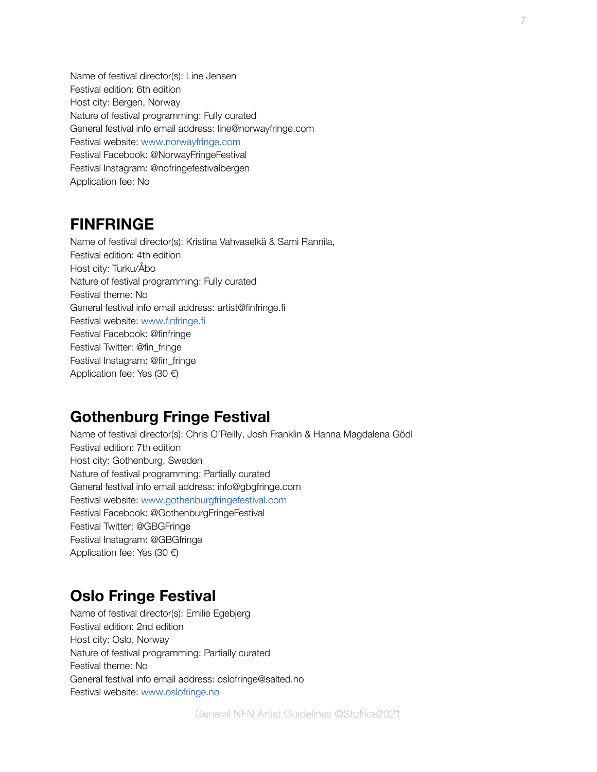Name of festival director(s): Line Jensen
Festival edition: 6th edition
Host city: Bergen, Norway
Nature of festival programming: Fully curated
General festival info email address: line@norwayfringe.com
Festival website: www.norwayfringe.com
Festival Facebook: @NorwayFringeFestival
Festival Instagram: @nofringefestivalbergen
Application fee: No

## FINFRINGE

Name of festival director(s): Kristina Vahvaselkä & Sami Rannila,
Festival edition: 4th edition
Host city: Turku/Åbo
Nature of festival programming: Fully curated
Festival theme: No
General festival info email address: artist@finfringe.fi
Festival website: www.finfringe.fi
Festival Facebook: @finfringe
Festival Twitter: @fin_fringe
Festival Instagram: @fin_fringe
Application fee: Yes (30 €)

## Gothenburg Fringe Festival

Name of festival director(s): Chris O'Reilly, Josh Franklin & Hanna Magdalena Gödl
Festival edition: 7th edition
Host city: Gothenburg, Sweden
Nature of festival programming: Partially curated
General festival info email address: info@gbgfringe.com
Festival website: www.gothenburgfringefestival.com
Festival Facebook: @GothenburgFringeFestival
Festival Twitter: @GBGFringe
Festival Instagram: @GBGfringe
Application fee: Yes (30 €)

## Oslo Fringe Festival

Name of festival director(s): Emilie Egebjerg
Festival edition: 2nd edition
Host city: Oslo, Norway
Nature of festival programming: Partially curated
Festival theme: No
General festival info email address: oslofringe@salted.no
Festival website: www.oslofringe.no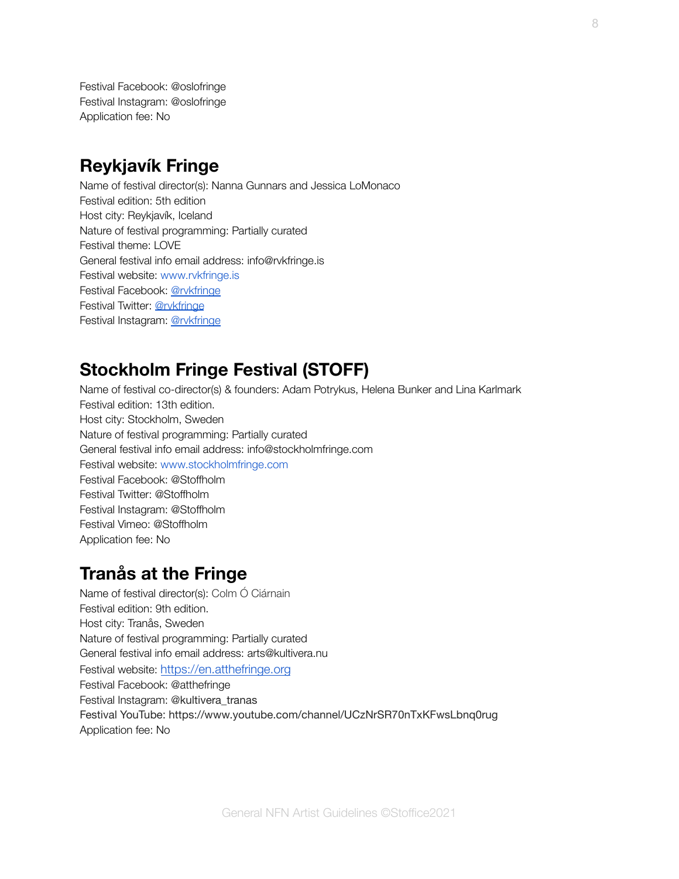Festival Facebook: @oslofringe
Festival Instagram: @oslofringe
Application fee: No

## Reykjavík Fringe

Name of festival director(s): Nanna Gunnars and Jessica LoMonaco
Festival edition: 5th edition
Host city: Reykjavík, Iceland
Nature of festival programming: Partially curated
Festival theme: LOVE
General festival info email address: info@rvkfringe.is
Festival website: www.rvkfringe.is
Festival Facebook: @rvkfringe
Festival Twitter: @rvkfringe
Festival Instagram: @rvkfringe

## Stockholm Fringe Festival (STOFF)

Name of festival co-director(s) & founders: Adam Potrykus, Helena Bunker and Lina Karlmark
Festival edition: 13th edition.
Host city: Stockholm, Sweden
Nature of festival programming: Partially curated
General festival info email address: info@stockholmfringe.com
Festival website: www.stockholmfringe.com
Festival Facebook: @Stoffholm
Festival Twitter: @Stoffholm
Festival Instagram: @Stoffholm
Festival Vimeo: @Stoffholm
Application fee: No

## Tranås at the Fringe

Name of festival director(s): Colm Ó Ciárnain
Festival edition: 9th edition.
Host city: Tranås, Sweden
Nature of festival programming: Partially curated
General festival info email address: arts@kultivera.nu
Festival website: https://en.atthefringe.org
Festival Facebook: @atthefringe
Festival Instagram: @kultivera_tranas
Festival YouTube: https://www.youtube.com/channel/UCzNrSR70nTxKFwsLbnq0rug
Application fee: No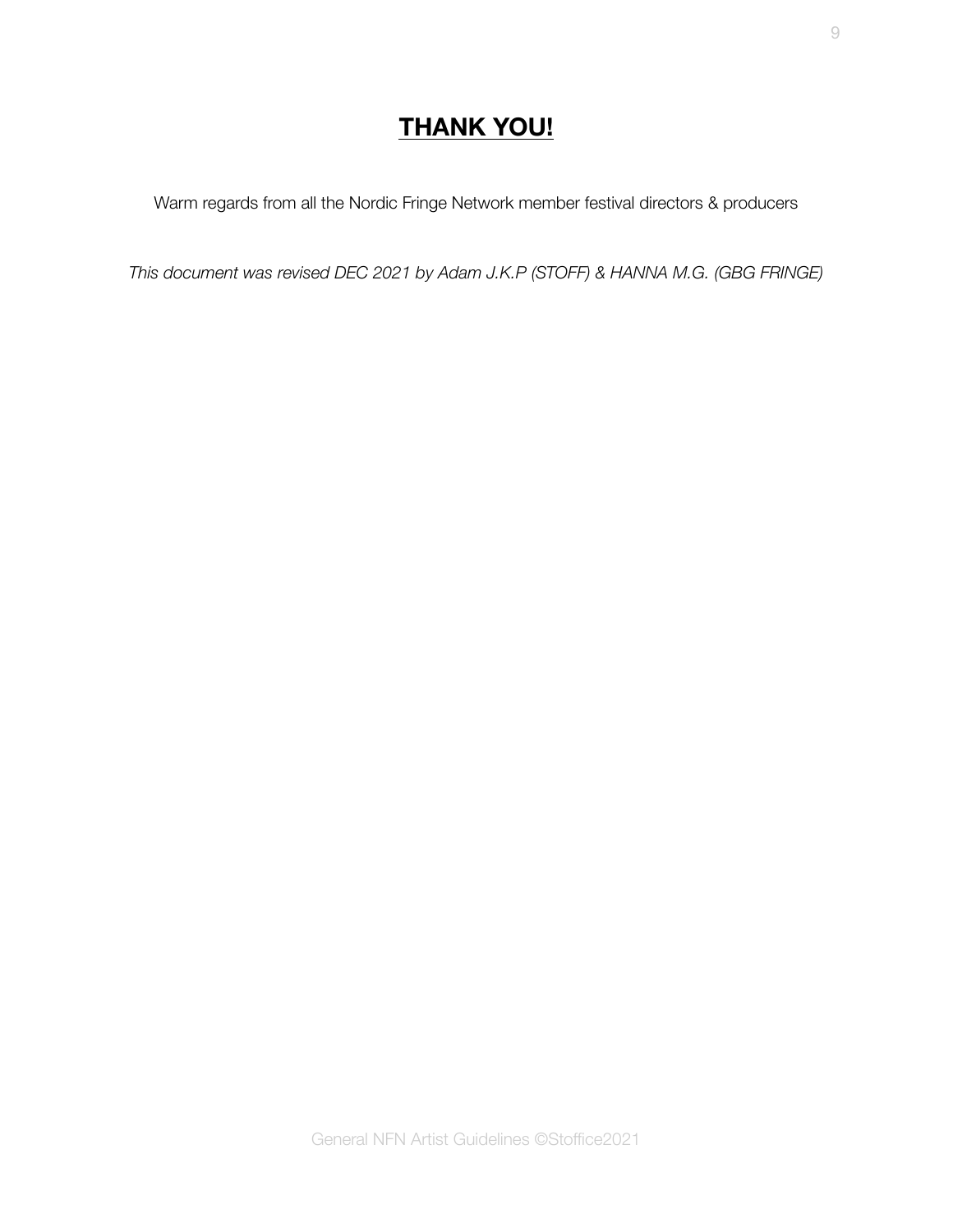# **THANK YOU!**

Warm regards from all the Nordic Fringe Network member festival directors & producers

*This document was revised DEC 2021 by Adam J.K.P (STOFF) & HANNA M.G. (GBG FRINGE)*